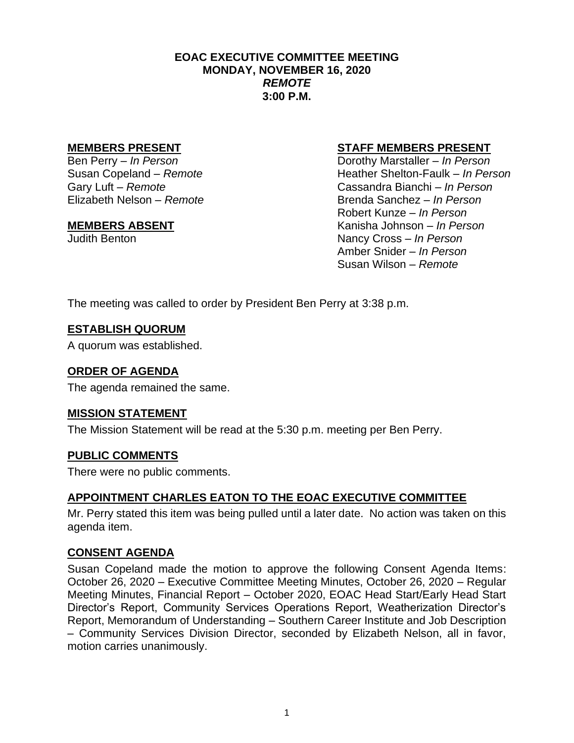**EOAC EXECUTIVE COMMITTEE MEETING**
**MONDAY, NOVEMBER 16, 2020**
***REMOTE***
**3:00 P.M.**

**MEMBERS PRESENT**

Ben Perry – *In Person*
Susan Copeland – *Remote*
Gary Luft – *Remote*
Elizabeth Nelson – *Remote*

**MEMBERS ABSENT**

Judith Benton

**STAFF MEMBERS PRESENT**

Dorothy Marstaller – *In Person*
Heather Shelton-Faulk – *In Person*
Cassandra Bianchi – *In Person*
Brenda Sanchez – *In Person*
Robert Kunze – *In Person*
Kanisha Johnson – *In Person*
Nancy Cross – *In Person*
Amber Snider – *In Person*
Susan Wilson – *Remote*

The meeting was called to order by President Ben Perry at 3:38 p.m.

**ESTABLISH QUORUM**

A quorum was established.

**ORDER OF AGENDA**

The agenda remained the same.

**MISSION STATEMENT**

The Mission Statement will be read at the 5:30 p.m. meeting per Ben Perry.

**PUBLIC COMMENTS**

There were no public comments.

**APPOINTMENT CHARLES EATON TO THE EOAC EXECUTIVE COMMITTEE**

Mr. Perry stated this item was being pulled until a later date. No action was taken on this agenda item.

**CONSENT AGENDA**

Susan Copeland made the motion to approve the following Consent Agenda Items: October 26, 2020 – Executive Committee Meeting Minutes, October 26, 2020 – Regular Meeting Minutes, Financial Report – October 2020, EOAC Head Start/Early Head Start Director's Report, Community Services Operations Report, Weatherization Director's Report, Memorandum of Understanding – Southern Career Institute and Job Description – Community Services Division Director, seconded by Elizabeth Nelson, all in favor, motion carries unanimously.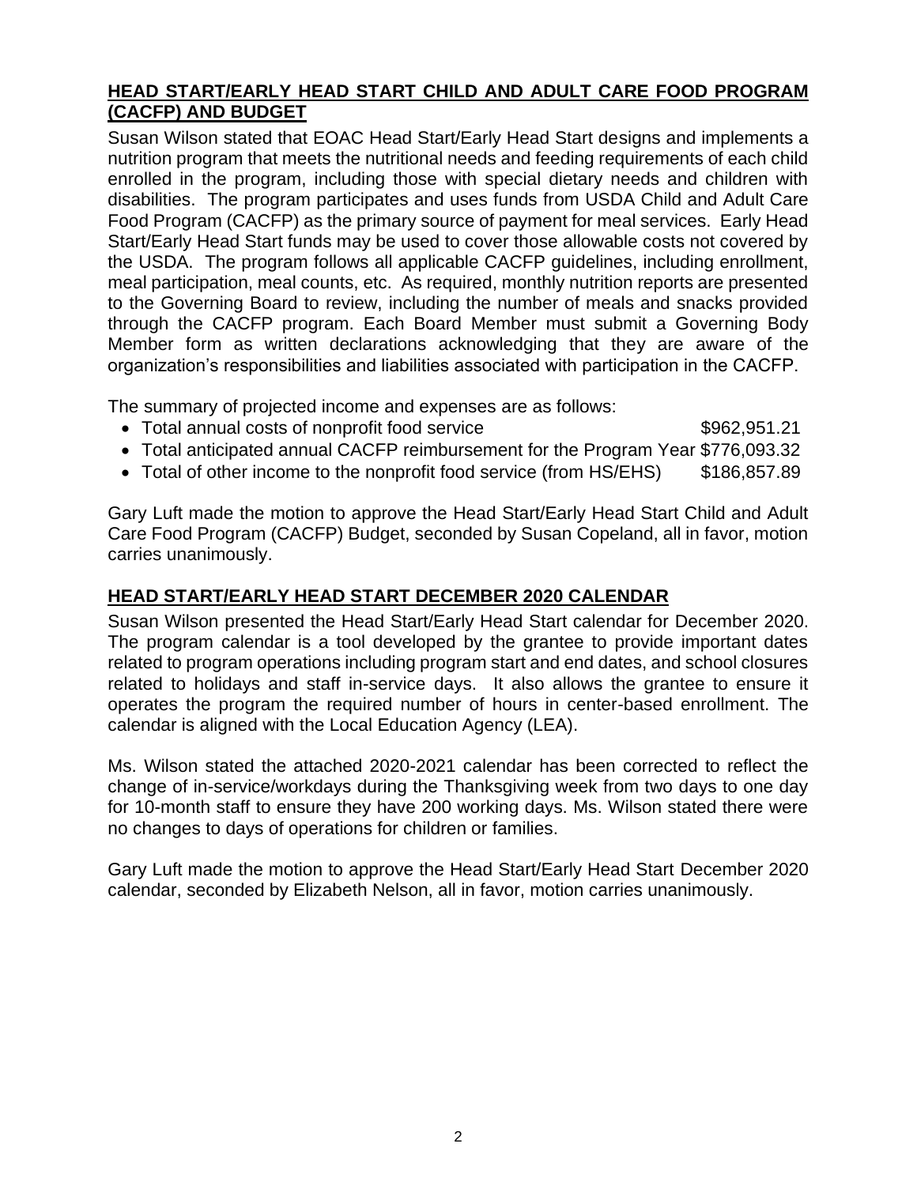## HEAD START/EARLY HEAD START CHILD AND ADULT CARE FOOD PROGRAM (CACFP) AND BUDGET

Susan Wilson stated that EOAC Head Start/Early Head Start designs and implements a nutrition program that meets the nutritional needs and feeding requirements of each child enrolled in the program, including those with special dietary needs and children with disabilities. The program participates and uses funds from USDA Child and Adult Care Food Program (CACFP) as the primary source of payment for meal services. Early Head Start/Early Head Start funds may be used to cover those allowable costs not covered by the USDA. The program follows all applicable CACFP guidelines, including enrollment, meal participation, meal counts, etc. As required, monthly nutrition reports are presented to the Governing Board to review, including the number of meals and snacks provided through the CACFP program. Each Board Member must submit a Governing Body Member form as written declarations acknowledging that they are aware of the organization's responsibilities and liabilities associated with participation in the CACFP.

The summary of projected income and expenses are as follows:

- Total annual costs of nonprofit food service $962,951.21
- Total anticipated annual CACFP reimbursement for the Program Year $776,093.32
- Total of other income to the nonprofit food service (from HS/EHS) $186,857.89

Gary Luft made the motion to approve the Head Start/Early Head Start Child and Adult Care Food Program (CACFP) Budget, seconded by Susan Copeland, all in favor, motion carries unanimously.

## HEAD START/EARLY HEAD START DECEMBER 2020 CALENDAR

Susan Wilson presented the Head Start/Early Head Start calendar for December 2020. The program calendar is a tool developed by the grantee to provide important dates related to program operations including program start and end dates, and school closures related to holidays and staff in-service days. It also allows the grantee to ensure it operates the program the required number of hours in center-based enrollment. The calendar is aligned with the Local Education Agency (LEA).

Ms. Wilson stated the attached 2020-2021 calendar has been corrected to reflect the change of in-service/workdays during the Thanksgiving week from two days to one day for 10-month staff to ensure they have 200 working days. Ms. Wilson stated there were no changes to days of operations for children or families.

Gary Luft made the motion to approve the Head Start/Early Head Start December 2020 calendar, seconded by Elizabeth Nelson, all in favor, motion carries unanimously.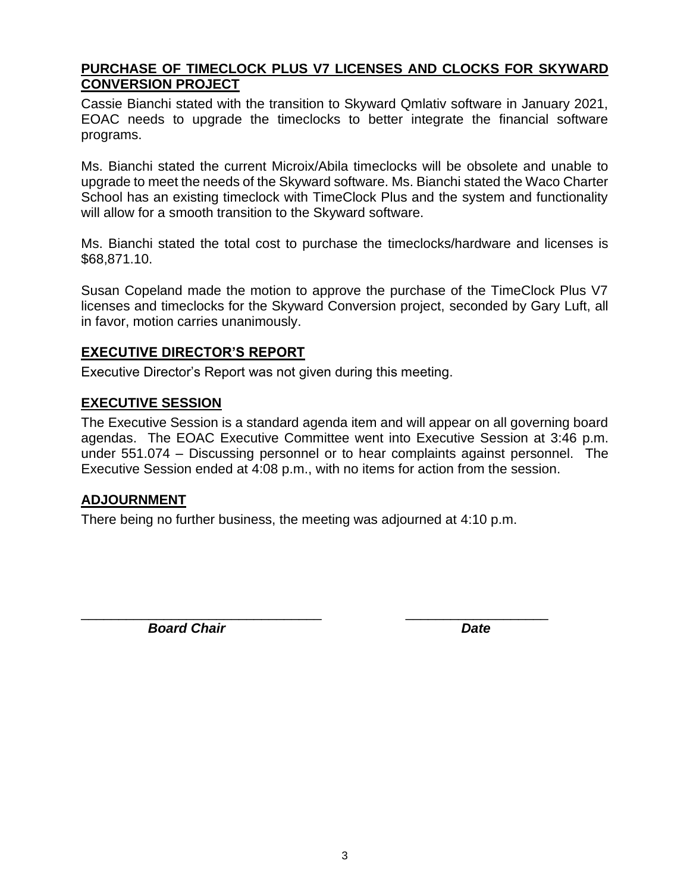## PURCHASE OF TIMECLOCK PLUS V7 LICENSES AND CLOCKS FOR SKYWARD CONVERSION PROJECT

Cassie Bianchi stated with the transition to Skyward Qmlativ software in January 2021, EOAC needs to upgrade the timeclocks to better integrate the financial software programs.

Ms. Bianchi stated the current Microix/Abila timeclocks will be obsolete and unable to upgrade to meet the needs of the Skyward software. Ms. Bianchi stated the Waco Charter School has an existing timeclock with TimeClock Plus and the system and functionality will allow for a smooth transition to the Skyward software.

Ms. Bianchi stated the total cost to purchase the timeclocks/hardware and licenses is $68,871.10.

Susan Copeland made the motion to approve the purchase of the TimeClock Plus V7 licenses and timeclocks for the Skyward Conversion project, seconded by Gary Luft, all in favor, motion carries unanimously.

## EXECUTIVE DIRECTOR'S REPORT

Executive Director's Report was not given during this meeting.

## EXECUTIVE SESSION

The Executive Session is a standard agenda item and will appear on all governing board agendas. The EOAC Executive Committee went into Executive Session at 3:46 p.m. under 551.074 – Discussing personnel or to hear complaints against personnel. The Executive Session ended at 4:08 p.m., with no items for action from the session.

## ADJOURNMENT

There being no further business, the meeting was adjourned at 4:10 p.m.

_________________________________ ___________________

***Board Chair*** ***Date***